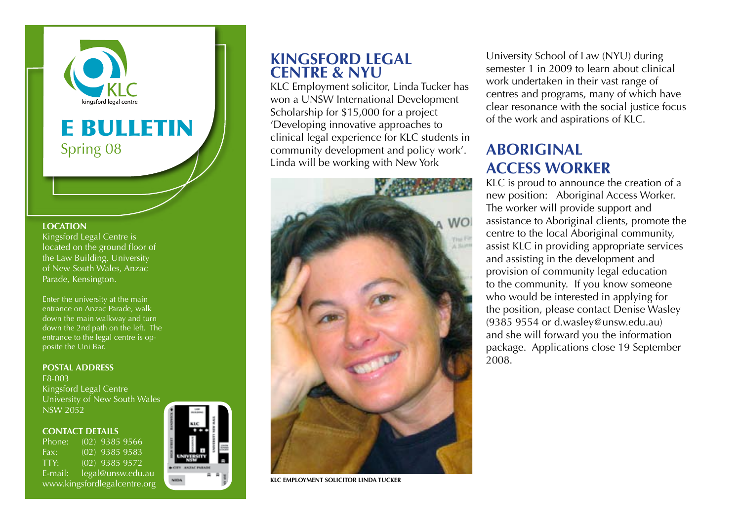KLC
kingsford legal centre

# E BULLETIN

Spring 08

**LOCATION**

Kingsford Legal Centre is located on the ground floor of the Law Building, University of New South Wales, Anzac Parade, Kensington.

Enter the university at the main entrance on Anzac Parade, walk down the main walkway and turn down the 2nd path on the left. The entrance to the legal centre is opposite the Uni Bar.

**POSTAL ADDRESS**

F8-003
Kingsford Legal Centre
University of New South Wales
NSW 2052

**CONTACT DETAILS**

Phone: (02) 9385 9566
Fax: (02) 9385 9583
TTY: (02) 9385 9572
E-mail: legal@unsw.edu.au
www.kingsfordlegalcentre.org

## KINGSFORD LEGAL CENTRE & NYU

KLC Employment solicitor, Linda Tucker has won a UNSW International Development Scholarship for $15,000 for a project 'Developing innovative approaches to clinical legal experience for KLC students in community development and policy work'. Linda will be working with New York University School of Law (NYU) during semester 1 in 2009 to learn about clinical work undertaken in their vast range of centres and programs, many of which have clear resonance with the social justice focus of the work and aspirations of KLC.

KLC EMPLOYMENT SOLICITOR LINDA TUCKER

## ABORIGINAL ACCESS WORKER

KLC is proud to announce the creation of a new position: Aboriginal Access Worker. The worker will provide support and assistance to Aboriginal clients, promote the centre to the local Aboriginal community, assist KLC in providing appropriate services and assisting in the development and provision of community legal education to the community. If you know someone who would be interested in applying for the position, please contact Denise Wasley (9385 9554 or d.wasley@unsw.edu.au) and she will forward you the information package. Applications close 19 September 2008.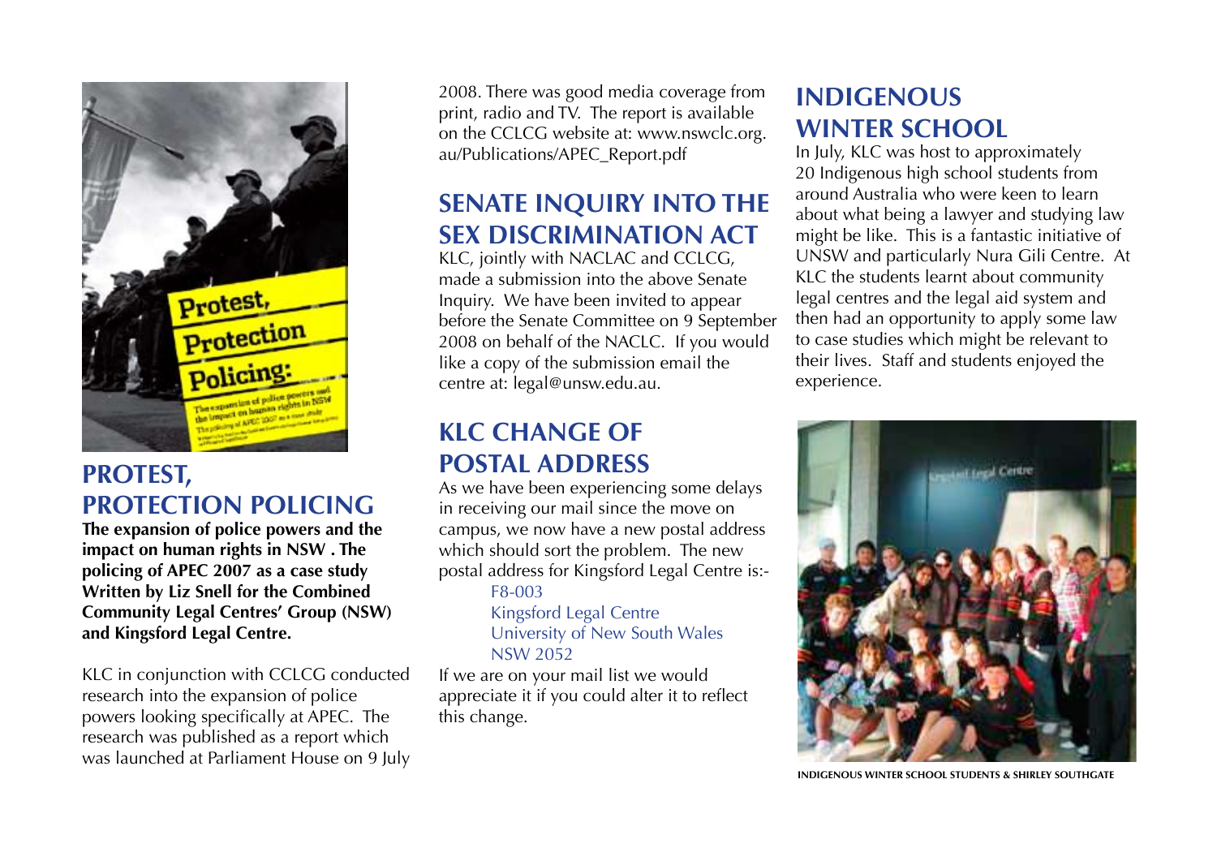## PROTEST, PROTECTION POLICING

**The expansion of police powers and the impact on human rights in NSW . The policing of APEC 2007 as a case study Written by Liz Snell for the Combined Community Legal Centres' Group (NSW) and Kingsford Legal Centre.**

KLC in conjunction with CCLCG conducted research into the expansion of police powers looking specifically at APEC. The research was published as a report which was launched at Parliament House on 9 July 2008. There was good media coverage from print, radio and TV. The report is available on the CCLCG website at: www.nswclc.org.au/Publications/APEC_Report.pdf

## SENATE INQUIRY INTO THE SEX DISCRIMINATION ACT

KLC, jointly with NACLAC and CCLCG, made a submission into the above Senate Inquiry. We have been invited to appear before the Senate Committee on 9 September 2008 on behalf of the NACLC. If you would like a copy of the submission email the centre at: legal@unsw.edu.au.

## KLC CHANGE OF POSTAL ADDRESS

As we have been experiencing some delays in receiving our mail since the move on campus, we now have a new postal address which should sort the problem. The new postal address for Kingsford Legal Centre is:-

F8-003
Kingsford Legal Centre
University of New South Wales
NSW 2052

If we are on your mail list we would appreciate it if you could alter it to reflect this change.

## INDIGENOUS WINTER SCHOOL

In July, KLC was host to approximately 20 Indigenous high school students from around Australia who were keen to learn about what being a lawyer and studying law might be like. This is a fantastic initiative of UNSW and particularly Nura Gili Centre. At KLC the students learnt about community legal centres and the legal aid system and then had an opportunity to apply some law to case studies which might be relevant to their lives. Staff and students enjoyed the experience.

INDIGENOUS WINTER SCHOOL STUDENTS & SHIRLEY SOUTHGATE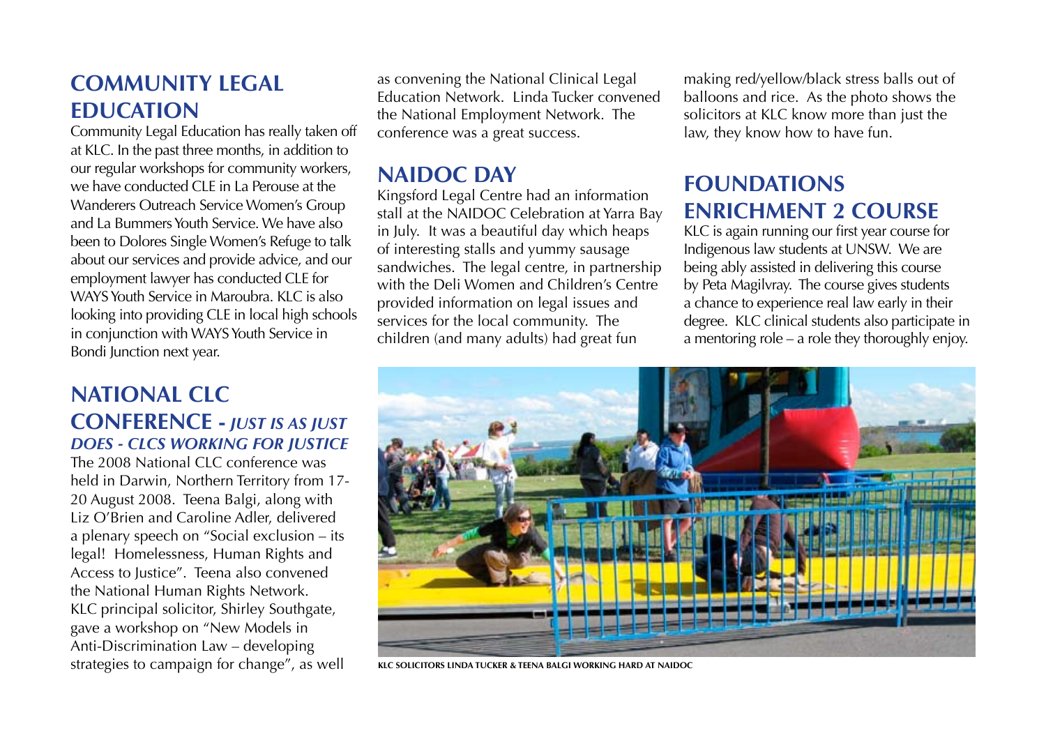## COMMUNITY LEGAL EDUCATION

Community Legal Education has really taken off at KLC. In the past three months, in addition to our regular workshops for community workers, we have conducted CLE in La Perouse at the Wanderers Outreach Service Women's Group and La Bummers Youth Service. We have also been to Dolores Single Women's Refuge to talk about our services and provide advice, and our employment lawyer has conducted CLE for WAYS Youth Service in Maroubra. KLC is also looking into providing CLE in local high schools in conjunction with WAYS Youth Service in Bondi Junction next year.

## NATIONAL CLC CONFERENCE - *JUST IS AS JUST DOES - CLCS WORKING FOR JUSTICE*

The 2008 National CLC conference was held in Darwin, Northern Territory from 17-20 August 2008. Teena Balgi, along with Liz O'Brien and Caroline Adler, delivered a plenary speech on "Social exclusion – its legal! Homelessness, Human Rights and Access to Justice". Teena also convened the National Human Rights Network. KLC principal solicitor, Shirley Southgate, gave a workshop on "New Models in Anti-Discrimination Law – developing strategies to campaign for change", as well as convening the National Clinical Legal Education Network. Linda Tucker convened the National Employment Network. The conference was a great success.

## NAIDOC DAY

Kingsford Legal Centre had an information stall at the NAIDOC Celebration at Yarra Bay in July. It was a beautiful day which heaps of interesting stalls and yummy sausage sandwiches. The legal centre, in partnership with the Deli Women and Children's Centre provided information on legal issues and services for the local community. The children (and many adults) had great fun making red/yellow/black stress balls out of balloons and rice. As the photo shows the solicitors at KLC know more than just the law, they know how to have fun.

## FOUNDATIONS ENRICHMENT 2 COURSE

KLC is again running our first year course for Indigenous law students at UNSW. We are being ably assisted in delivering this course by Peta Magilvray. The course gives students a chance to experience real law early in their degree. KLC clinical students also participate in a mentoring role – a role they thoroughly enjoy.

KLC SOLICITORS LINDA TUCKER & TEENA BALGI WORKING HARD AT NAIDOC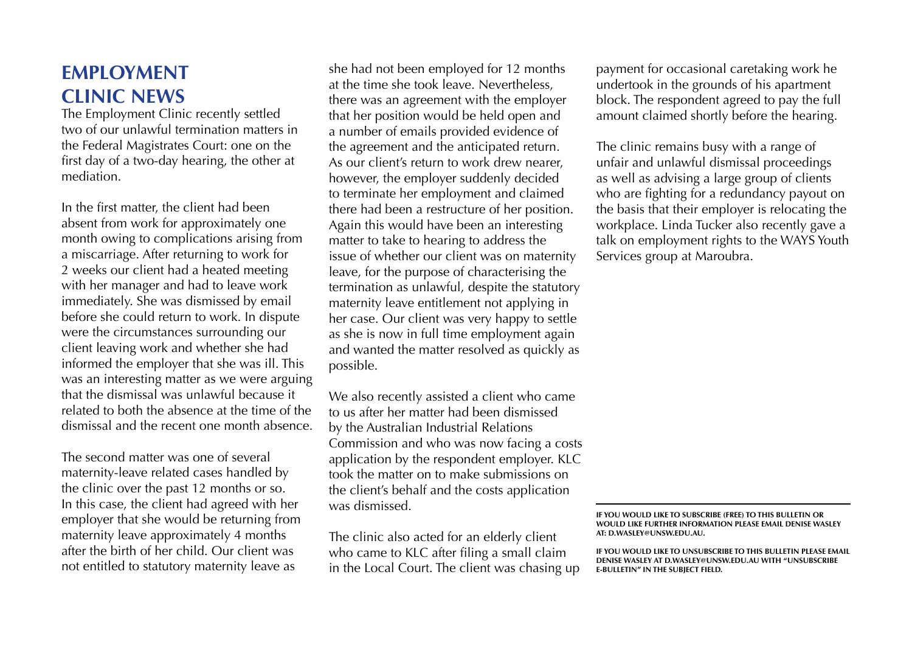## EMPLOYMENT CLINIC NEWS

The Employment Clinic recently settled two of our unlawful termination matters in the Federal Magistrates Court: one on the first day of a two-day hearing, the other at mediation.

In the first matter, the client had been absent from work for approximately one month owing to complications arising from a miscarriage. After returning to work for 2 weeks our client had a heated meeting with her manager and had to leave work immediately. She was dismissed by email before she could return to work. In dispute were the circumstances surrounding our client leaving work and whether she had informed the employer that she was ill. This was an interesting matter as we were arguing that the dismissal was unlawful because it related to both the absence at the time of the dismissal and the recent one month absence.

The second matter was one of several maternity-leave related cases handled by the clinic over the past 12 months or so. In this case, the client had agreed with her employer that she would be returning from maternity leave approximately 4 months after the birth of her child. Our client was not entitled to statutory maternity leave as she had not been employed for 12 months at the time she took leave. Nevertheless, there was an agreement with the employer that her position would be held open and a number of emails provided evidence of the agreement and the anticipated return. As our client's return to work drew nearer, however, the employer suddenly decided to terminate her employment and claimed there had been a restructure of her position. Again this would have been an interesting matter to take to hearing to address the issue of whether our client was on maternity leave, for the purpose of characterising the termination as unlawful, despite the statutory maternity leave entitlement not applying in her case. Our client was very happy to settle as she is now in full time employment again and wanted the matter resolved as quickly as possible.

We also recently assisted a client who came to us after her matter had been dismissed by the Australian Industrial Relations Commission and who was now facing a costs application by the respondent employer. KLC took the matter on to make submissions on the client's behalf and the costs application was dismissed.

The clinic also acted for an elderly client who came to KLC after filing a small claim in the Local Court. The client was chasing up payment for occasional caretaking work he undertook in the grounds of his apartment block. The respondent agreed to pay the full amount claimed shortly before the hearing.

The clinic remains busy with a range of unfair and unlawful dismissal proceedings as well as advising a large group of clients who are fighting for a redundancy payout on the basis that their employer is relocating the workplace. Linda Tucker also recently gave a talk on employment rights to the WAYS Youth Services group at Maroubra.

---

**IF YOU WOULD LIKE TO SUBSCRIBE (FREE) TO THIS BULLETIN OR WOULD LIKE FURTHER INFORMATION PLEASE EMAIL DENISE WASLEY AT: D.WASLEY@UNSW.EDU.AU.**

**IF YOU WOULD LIKE TO UNSUBSCRIBE TO THIS BULLETIN PLEASE EMAIL DENISE WASLEY AT D.WASLEY@UNSW.EDU.AU WITH "UNSUBSCRIBE E-BULLETIN" IN THE SUBJECT FIELD.**